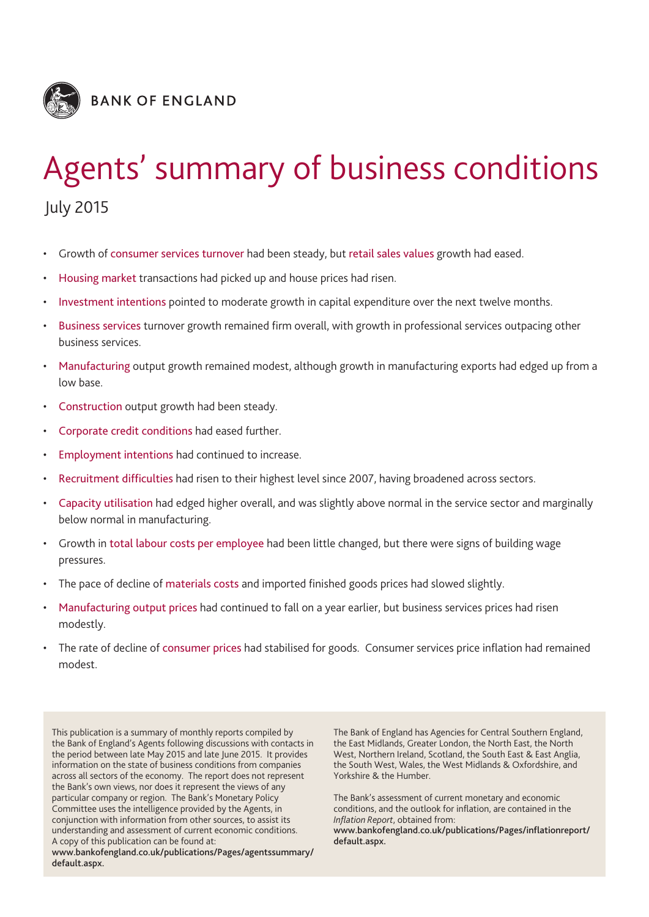BANK OF ENGLAND

# Agents' summary of business conditions

July 2015

- Growth of consumer services turnover had been steady, but retail sales values growth had eased.
- Housing market transactions had picked up and house prices had risen.
- Investment intentions pointed to moderate growth in capital expenditure over the next twelve months.
- Business services turnover growth remained firm overall, with growth in professional services outpacing other business services.
- Manufacturing output growth remained modest, although growth in manufacturing exports had edged up from a low base.
- Construction output growth had been steady.
- Corporate credit conditions had eased further.
- Employment intentions had continued to increase.
- Recruitment difficulties had risen to their highest level since 2007, having broadened across sectors.
- Capacity utilisation had edged higher overall, and was slightly above normal in the service sector and marginally below normal in manufacturing.
- Growth in total labour costs per employee had been little changed, but there were signs of building wage pressures.
- The pace of decline of materials costs and imported finished goods prices had slowed slightly.
- Manufacturing output prices had continued to fall on a year earlier, but business services prices had risen modestly.
- The rate of decline of consumer prices had stabilised for goods. Consumer services price inflation had remained modest.

This publication is a summary of monthly reports compiled by the Bank of England's Agents following discussions with contacts in the period between late May 2015 and late June 2015. It provides information on the state of business conditions from companies across all sectors of the economy. The report does not represent the Bank's own views, nor does it represent the views of any particular company or region. The Bank's Monetary Policy Committee uses the intelligence provided by the Agents, in conjunction with information from other sources, to assist its understanding and assessment of current economic conditions. A copy of this publication can be found at: **www.bankofengland.co.uk/publications/Pages/agentssummary/default.aspx.**

The Bank of England has Agencies for Central Southern England, the East Midlands, Greater London, the North East, the North West, Northern Ireland, Scotland, the South East & East Anglia, the South West, Wales, the West Midlands & Oxfordshire, and Yorkshire & the Humber.

The Bank's assessment of current monetary and economic conditions, and the outlook for inflation, are contained in the *Inflation Report*, obtained from: **www.bankofengland.co.uk/publications/Pages/inflationreport/default.aspx.**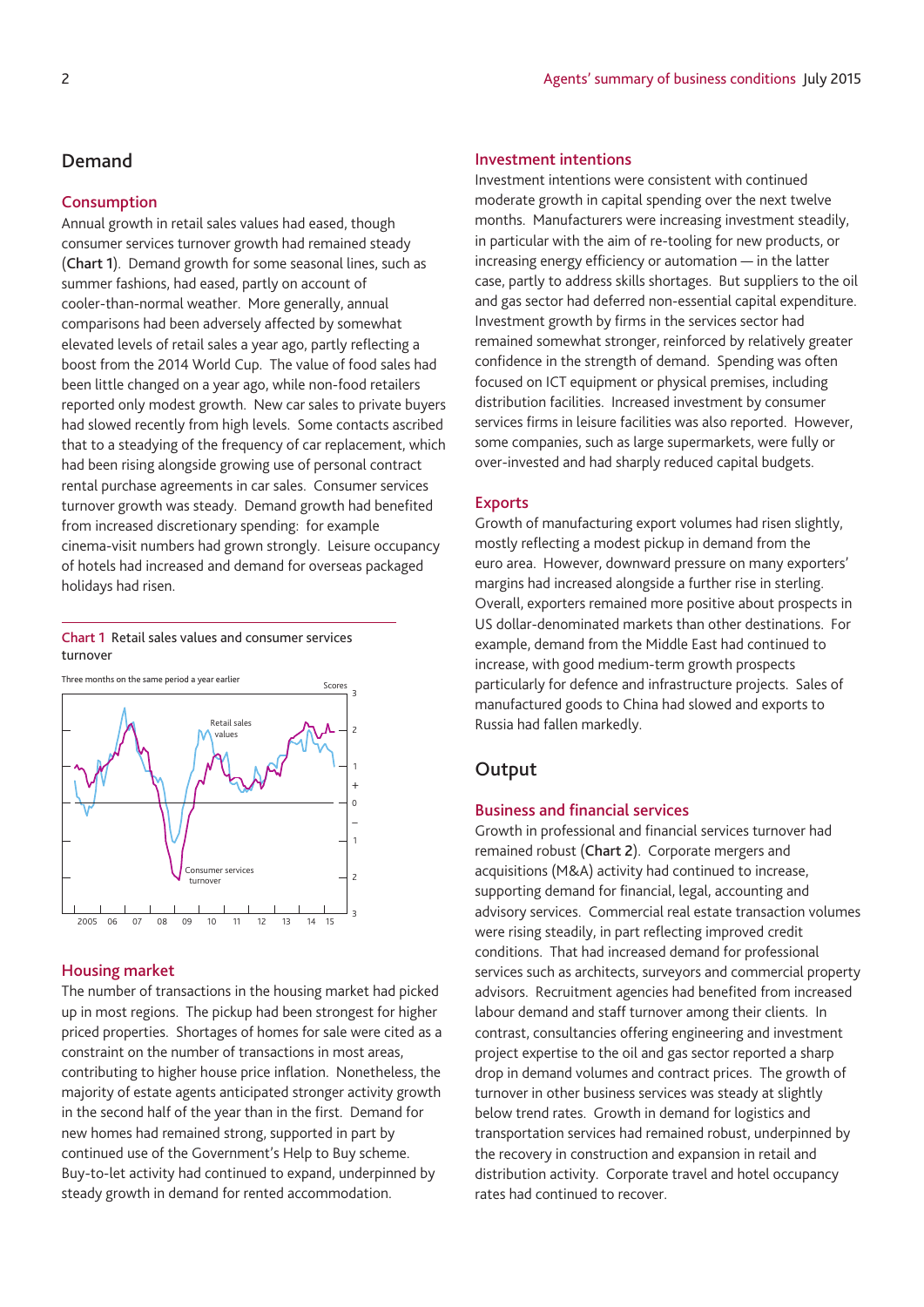## Demand

### Consumption

Annual growth in retail sales values had eased, though consumer services turnover growth had remained steady (**Chart 1**). Demand growth for some seasonal lines, such as summer fashions, had eased, partly on account of cooler-than-normal weather. More generally, annual comparisons had been adversely affected by somewhat elevated levels of retail sales a year ago, partly reflecting a boost from the 2014 World Cup. The value of food sales had been little changed on a year ago, while non-food retailers reported only modest growth. New car sales to private buyers had slowed recently from high levels. Some contacts ascribed that to a steadying of the frequency of car replacement, which had been rising alongside growing use of personal contract rental purchase agreements in car sales. Consumer services turnover growth was steady. Demand growth had benefited from increased discretionary spending: for example cinema-visit numbers had grown strongly. Leisure occupancy of hotels had increased and demand for overseas packaged holidays had risen.

Chart 1 Retail sales values and consumer services turnover

Three months on the same period a year earlier

### Housing market

The number of transactions in the housing market had picked up in most regions. The pickup had been strongest for higher priced properties. Shortages of homes for sale were cited as a constraint on the number of transactions in most areas, contributing to higher house price inflation. Nonetheless, the majority of estate agents anticipated stronger activity growth in the second half of the year than in the first. Demand for new homes had remained strong, supported in part by continued use of the Government's Help to Buy scheme. Buy-to-let activity had continued to expand, underpinned by steady growth in demand for rented accommodation.

### Investment intentions

Investment intentions were consistent with continued moderate growth in capital spending over the next twelve months. Manufacturers were increasing investment steadily, in particular with the aim of re-tooling for new products, or increasing energy efficiency or automation — in the latter case, partly to address skills shortages. But suppliers to the oil and gas sector had deferred non-essential capital expenditure. Investment growth by firms in the services sector had remained somewhat stronger, reinforced by relatively greater confidence in the strength of demand. Spending was often focused on ICT equipment or physical premises, including distribution facilities. Increased investment by consumer services firms in leisure facilities was also reported. However, some companies, such as large supermarkets, were fully or over-invested and had sharply reduced capital budgets.

### Exports

Growth of manufacturing export volumes had risen slightly, mostly reflecting a modest pickup in demand from the euro area. However, downward pressure on many exporters' margins had increased alongside a further rise in sterling. Overall, exporters remained more positive about prospects in US dollar-denominated markets than other destinations. For example, demand from the Middle East had continued to increase, with good medium-term growth prospects particularly for defence and infrastructure projects. Sales of manufactured goods to China had slowed and exports to Russia had fallen markedly.

## Output

### Business and financial services

Growth in professional and financial services turnover had remained robust (**Chart 2**). Corporate mergers and acquisitions (M&A) activity had continued to increase, supporting demand for financial, legal, accounting and advisory services. Commercial real estate transaction volumes were rising steadily, in part reflecting improved credit conditions. That had increased demand for professional services such as architects, surveyors and commercial property advisors. Recruitment agencies had benefited from increased labour demand and staff turnover among their clients. In contrast, consultancies offering engineering and investment project expertise to the oil and gas sector reported a sharp drop in demand volumes and contract prices. The growth of turnover in other business services was steady at slightly below trend rates. Growth in demand for logistics and transportation services had remained robust, underpinned by the recovery in construction and expansion in retail and distribution activity. Corporate travel and hotel occupancy rates had continued to recover.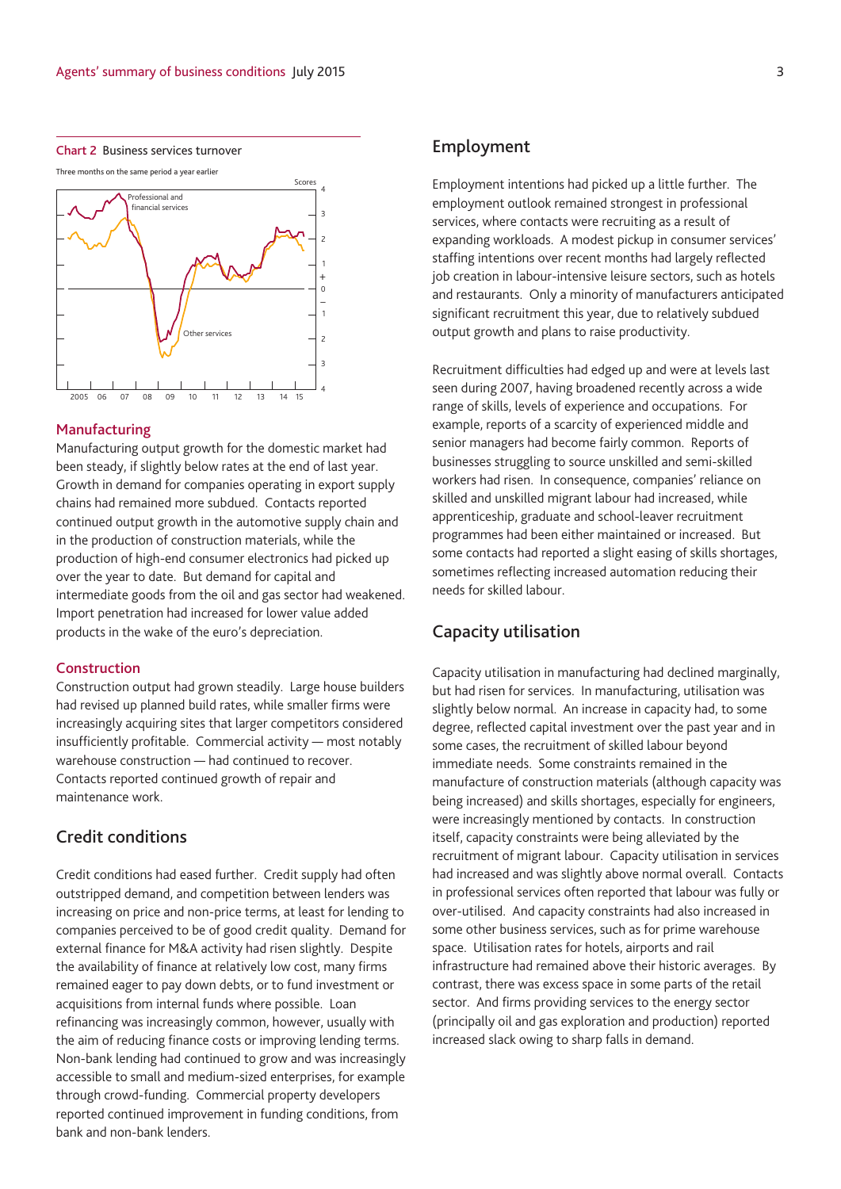Chart 2 Business services turnover

Three months on the same period a year earlier

## Manufacturing

Manufacturing output growth for the domestic market had been steady, if slightly below rates at the end of last year. Growth in demand for companies operating in export supply chains had remained more subdued. Contacts reported continued output growth in the automotive supply chain and in the production of construction materials, while the production of high-end consumer electronics had picked up over the year to date. But demand for capital and intermediate goods from the oil and gas sector had weakened. Import penetration had increased for lower value added products in the wake of the euro's depreciation.

## Construction

Construction output had grown steadily. Large house builders had revised up planned build rates, while smaller firms were increasingly acquiring sites that larger competitors considered insufficiently profitable. Commercial activity — most notably warehouse construction — had continued to recover. Contacts reported continued growth of repair and maintenance work.

## Credit conditions

Credit conditions had eased further. Credit supply had often outstripped demand, and competition between lenders was increasing on price and non-price terms, at least for lending to companies perceived to be of good credit quality. Demand for external finance for M&A activity had risen slightly. Despite the availability of finance at relatively low cost, many firms remained eager to pay down debts, or to fund investment or acquisitions from internal funds where possible. Loan refinancing was increasingly common, however, usually with the aim of reducing finance costs or improving lending terms. Non-bank lending had continued to grow and was increasingly accessible to small and medium-sized enterprises, for example through crowd-funding. Commercial property developers reported continued improvement in funding conditions, from bank and non-bank lenders.

## Employment

Employment intentions had picked up a little further. The employment outlook remained strongest in professional services, where contacts were recruiting as a result of expanding workloads. A modest pickup in consumer services' staffing intentions over recent months had largely reflected job creation in labour-intensive leisure sectors, such as hotels and restaurants. Only a minority of manufacturers anticipated significant recruitment this year, due to relatively subdued output growth and plans to raise productivity.

Recruitment difficulties had edged up and were at levels last seen during 2007, having broadened recently across a wide range of skills, levels of experience and occupations. For example, reports of a scarcity of experienced middle and senior managers had become fairly common. Reports of businesses struggling to source unskilled and semi-skilled workers had risen. In consequence, companies' reliance on skilled and unskilled migrant labour had increased, while apprenticeship, graduate and school-leaver recruitment programmes had been either maintained or increased. But some contacts had reported a slight easing of skills shortages, sometimes reflecting increased automation reducing their needs for skilled labour.

## Capacity utilisation

Capacity utilisation in manufacturing had declined marginally, but had risen for services. In manufacturing, utilisation was slightly below normal. An increase in capacity had, to some degree, reflected capital investment over the past year and in some cases, the recruitment of skilled labour beyond immediate needs. Some constraints remained in the manufacture of construction materials (although capacity was being increased) and skills shortages, especially for engineers, were increasingly mentioned by contacts. In construction itself, capacity constraints were being alleviated by the recruitment of migrant labour. Capacity utilisation in services had increased and was slightly above normal overall. Contacts in professional services often reported that labour was fully or over-utilised. And capacity constraints had also increased in some other business services, such as for prime warehouse space. Utilisation rates for hotels, airports and rail infrastructure had remained above their historic averages. By contrast, there was excess space in some parts of the retail sector. And firms providing services to the energy sector (principally oil and gas exploration and production) reported increased slack owing to sharp falls in demand.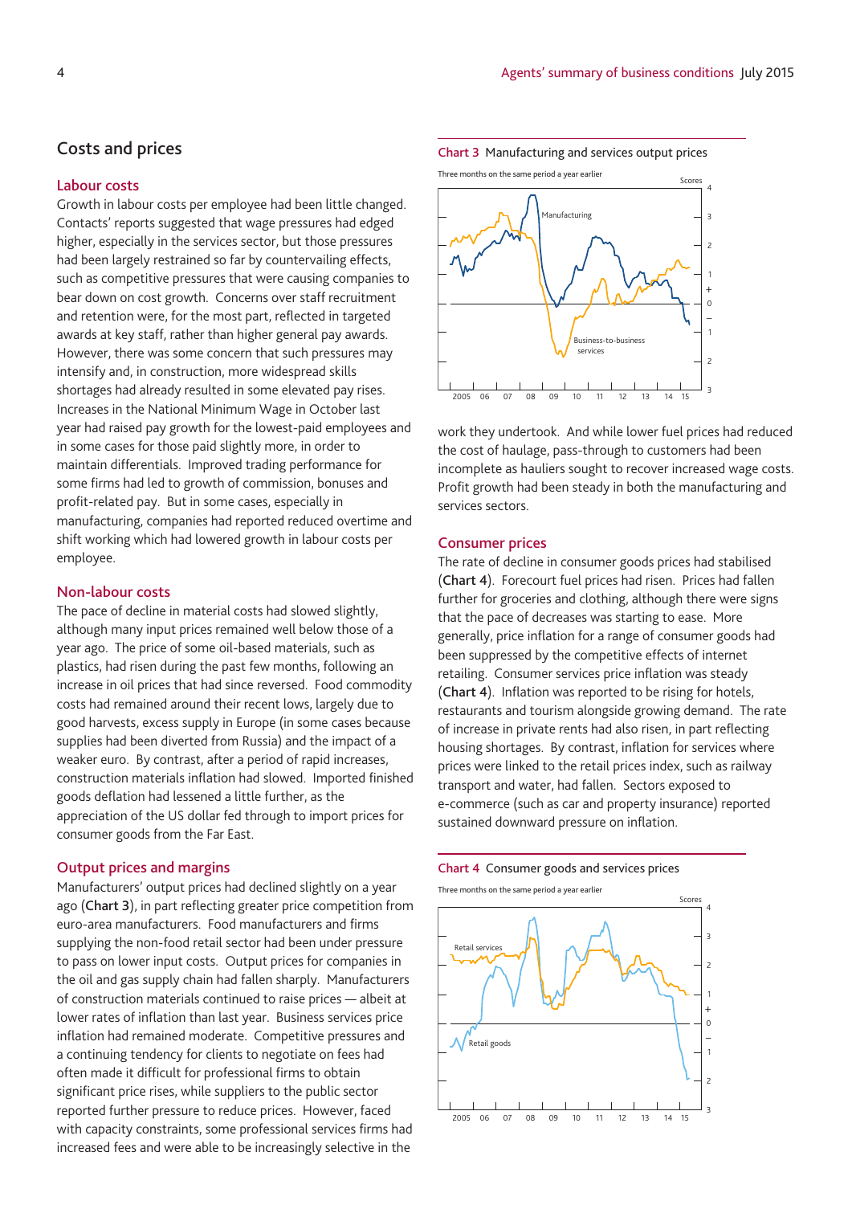## Costs and prices

### Labour costs

Growth in labour costs per employee had been little changed. Contacts' reports suggested that wage pressures had edged higher, especially in the services sector, but those pressures had been largely restrained so far by countervailing effects, such as competitive pressures that were causing companies to bear down on cost growth. Concerns over staff recruitment and retention were, for the most part, reflected in targeted awards at key staff, rather than higher general pay awards. However, there was some concern that such pressures may intensify and, in construction, more widespread skills shortages had already resulted in some elevated pay rises. Increases in the National Minimum Wage in October last year had raised pay growth for the lowest-paid employees and in some cases for those paid slightly more, in order to maintain differentials. Improved trading performance for some firms had led to growth of commission, bonuses and profit-related pay. But in some cases, especially in manufacturing, companies had reported reduced overtime and shift working which had lowered growth in labour costs per employee.

### Non-labour costs

The pace of decline in material costs had slowed slightly, although many input prices remained well below those of a year ago. The price of some oil-based materials, such as plastics, had risen during the past few months, following an increase in oil prices that had since reversed. Food commodity costs had remained around their recent lows, largely due to good harvests, excess supply in Europe (in some cases because supplies had been diverted from Russia) and the impact of a weaker euro. By contrast, after a period of rapid increases, construction materials inflation had slowed. Imported finished goods deflation had lessened a little further, as the appreciation of the US dollar fed through to import prices for consumer goods from the Far East.

### Output prices and margins

Manufacturers' output prices had declined slightly on a year ago (**Chart 3**), in part reflecting greater price competition from euro-area manufacturers. Food manufacturers and firms supplying the non-food retail sector had been under pressure to pass on lower input costs. Output prices for companies in the oil and gas supply chain had fallen sharply. Manufacturers of construction materials continued to raise prices — albeit at lower rates of inflation than last year. Business services price inflation had remained moderate. Competitive pressures and a continuing tendency for clients to negotiate on fees had often made it difficult for professional firms to obtain significant price rises, while suppliers to the public sector reported further pressure to reduce prices. However, faced with capacity constraints, some professional services firms had increased fees and were able to be increasingly selective in the work they undertook. And while lower fuel prices had reduced the cost of haulage, pass-through to customers had been incomplete as hauliers sought to recover increased wage costs. Profit growth had been steady in both the manufacturing and services sectors.

**Chart 3** Manufacturing and services output prices

Three months on the same period a year earlier

Scores

Manufacturing

Business-to-business services

4, 3, 2, 1, +, 0, –, 1, 2, 3

2005 06 07 08 09 10 11 12 13 14 15

### Consumer prices

The rate of decline in consumer goods prices had stabilised (**Chart 4**). Forecourt fuel prices had risen. Prices had fallen further for groceries and clothing, although there were signs that the pace of decreases was starting to ease. More generally, price inflation for a range of consumer goods had been suppressed by the competitive effects of internet retailing. Consumer services price inflation was steady (**Chart 4**). Inflation was reported to be rising for hotels, restaurants and tourism alongside growing demand. The rate of increase in private rents had also risen, in part reflecting housing shortages. By contrast, inflation for services where prices were linked to the retail prices index, such as railway transport and water, had fallen. Sectors exposed to e-commerce (such as car and property insurance) reported sustained downward pressure on inflation.

**Chart 4** Consumer goods and services prices

Three months on the same period a year earlier

Scores

Retail services

Retail goods

4, 3, 2, 1, +, 0, –, 1, 2, 3

2005 06 07 08 09 10 11 12 13 14 15